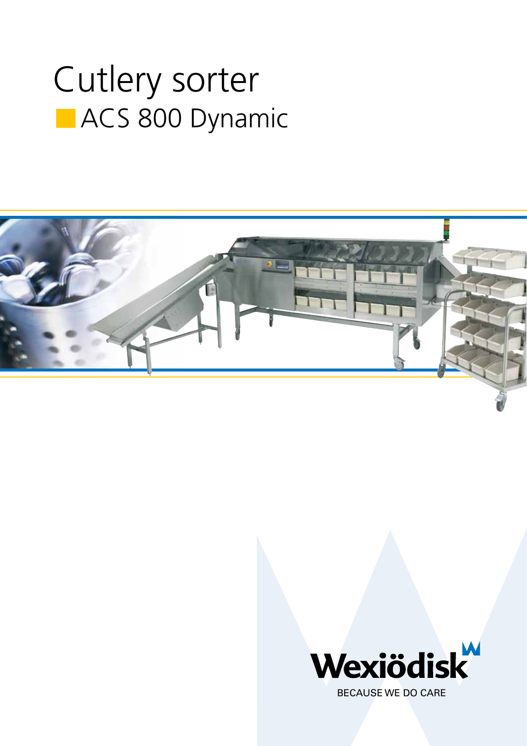# Cutley sorter

## ACS 800 Dynamic

Wexiödisk

BECAUSE WE DO CARE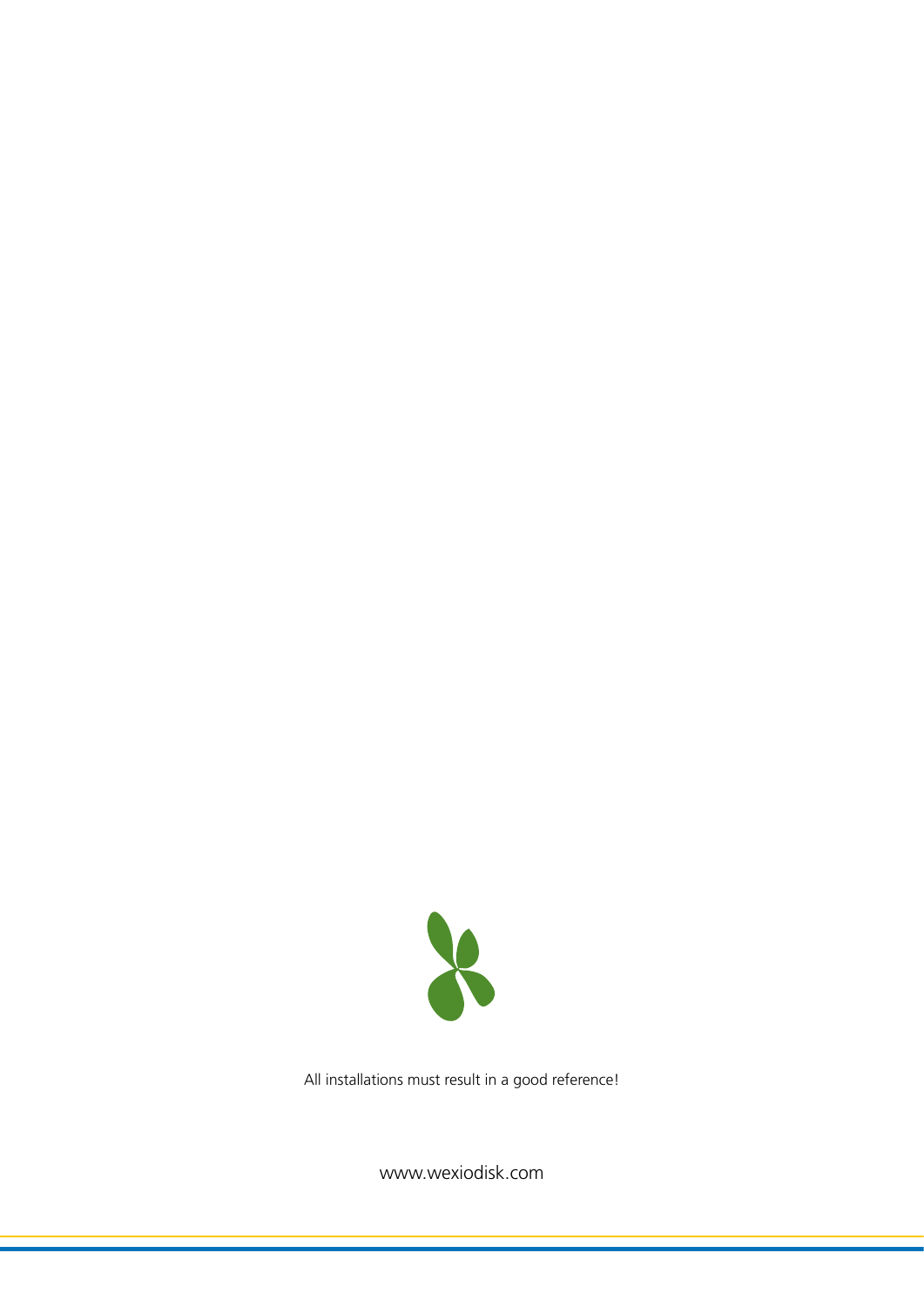All installations must result in a good reference!

www.wexiodisk.com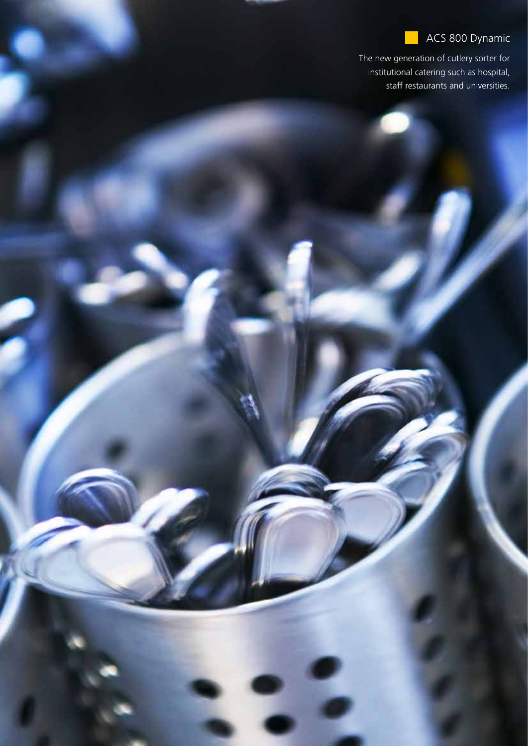## ACS 800 Dynamic

The new generation of cutlery sorter for institutional catering such as hospital, staff restaurants and universities.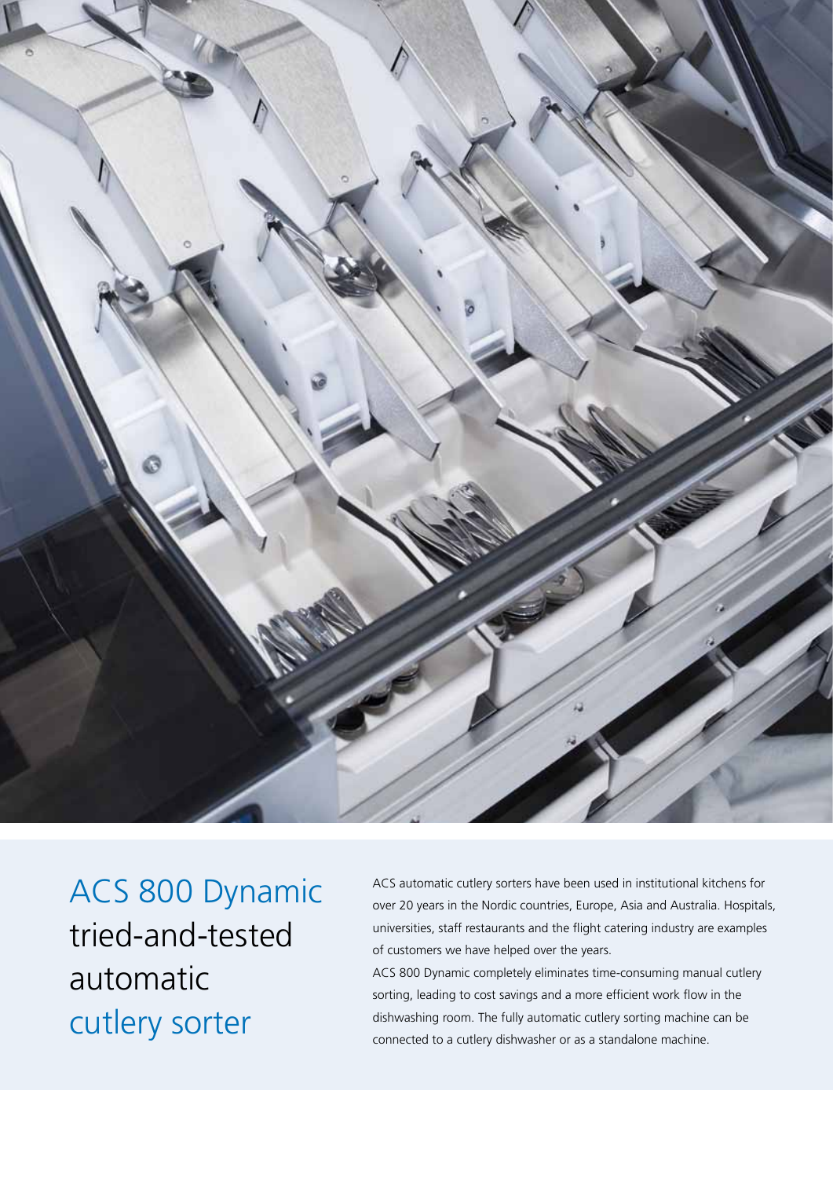# ACS 800 Dynamic tried-and-tested automatic cutlery sorter

ACS automatic cutlery sorters have been used in institutional kitchens for over 20 years in the Nordic countries, Europe, Asia and Australia. Hospitals, universities, staff restaurants and the flight catering industry are examples of customers we have helped over the years.

ACS 800 Dynamic completely eliminates time-consuming manual cutlery sorting, leading to cost savings and a more efficient work flow in the dishwashing room. The fully automatic cutlery sorting machine can be connected to a cutlery dishwasher or as a standalone machine.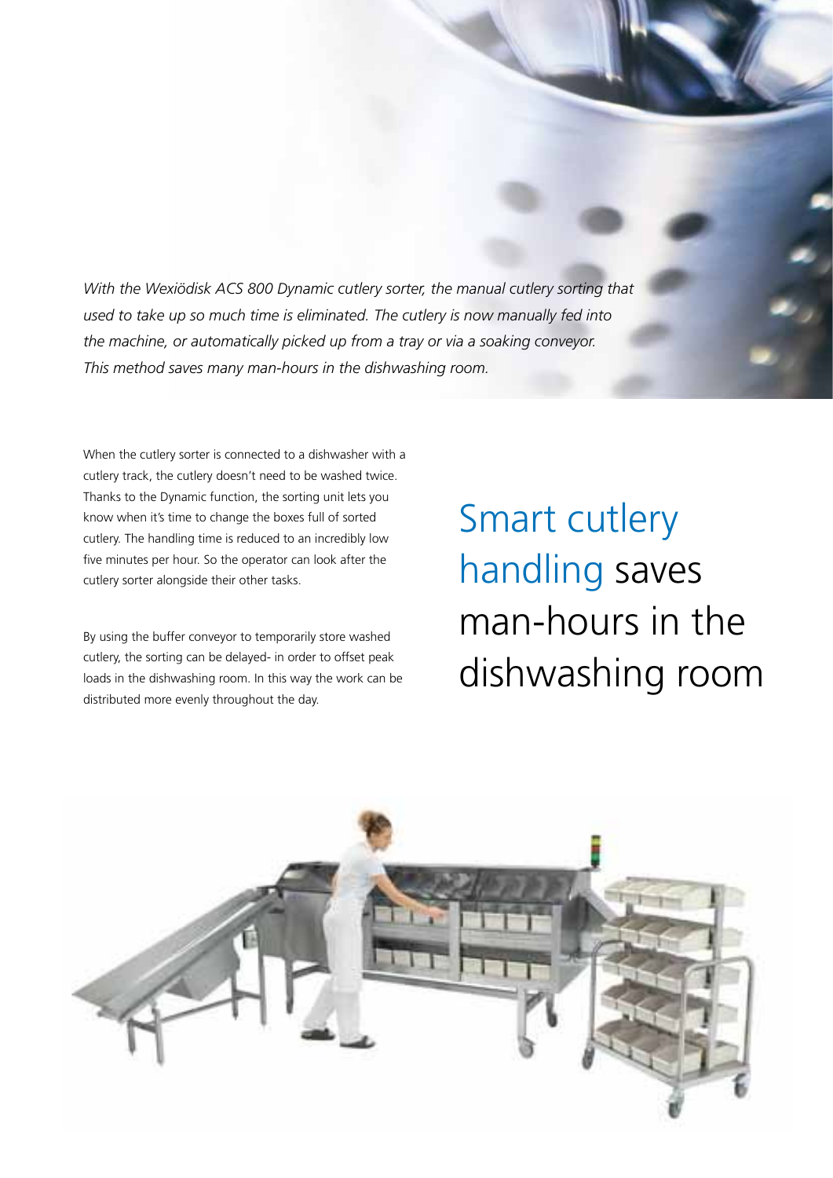*With the Wexiödisk ACS 800 Dynamic cutlery sorter, the manual cutlery sorting that used to take up so much time is eliminated. The cutlery is now manually fed into the machine, or automatically picked up from a tray or via a soaking conveyor. This method saves many man-hours in the dishwashing room.*

# Smart cutlery handling saves man-hours in the dishwashing room

When the cutlery sorter is connected to a dishwasher with a cutlery track, the cutlery doesn't need to be washed twice. Thanks to the Dynamic function, the sorting unit lets you know when it's time to change the boxes full of sorted cutlery. The handling time is reduced to an incredibly low five minutes per hour. So the operator can look after the cutlery sorter alongside their other tasks.

By using the buffer conveyor to temporarily store washed cutlery, the sorting can be delayed- in order to offset peak loads in the dishwashing room. In this way the work can be distributed more evenly throughout the day.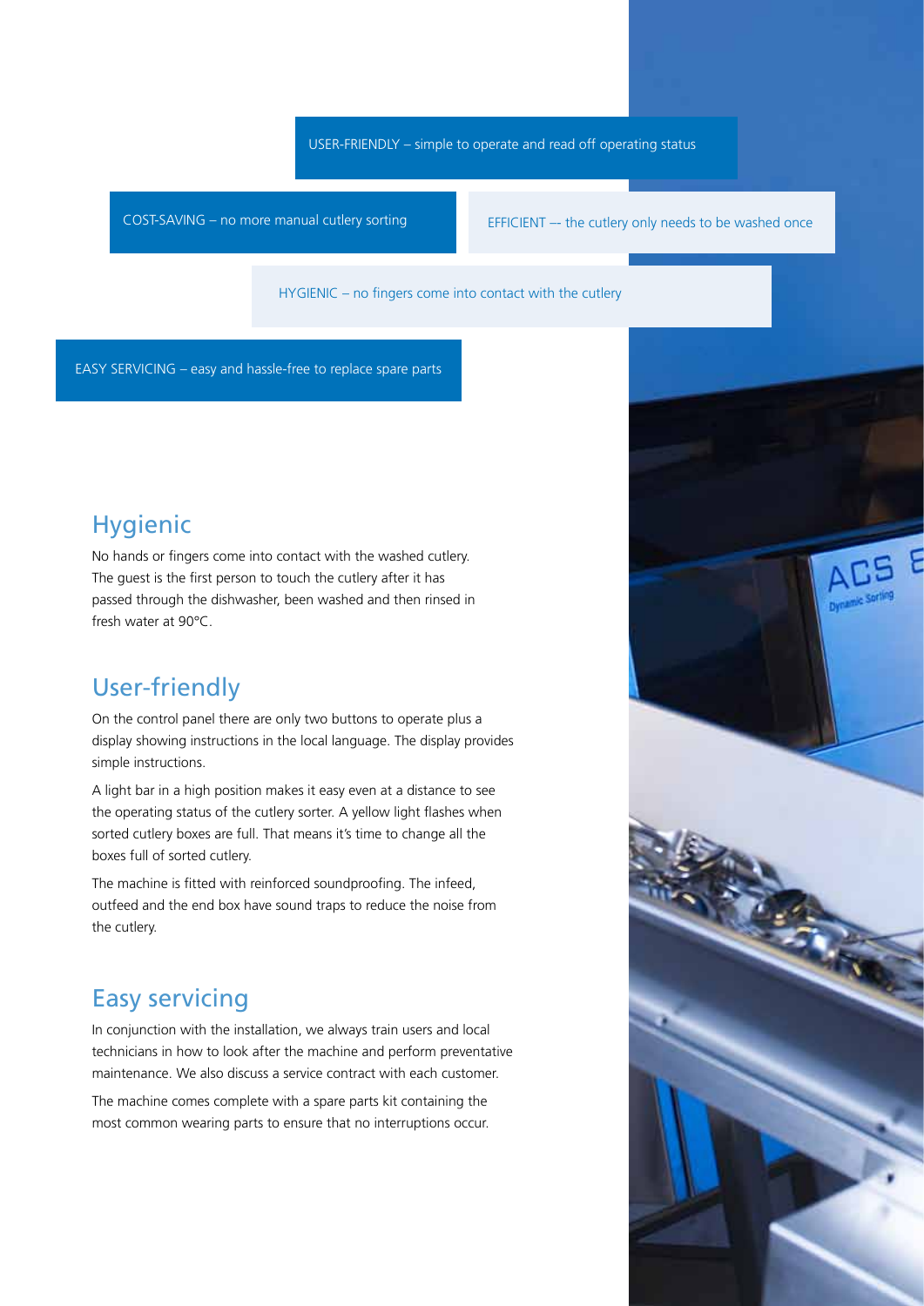USER-FRIENDLY – simple to operate and read off operating status

COST-SAVING – no more manual cutlery sorting

EFFICIENT –- the cutlery only needs to be washed once

HYGIENIC – no fingers come into contact with the cutlery

EASY SERVICING – easy and hassle-free to replace spare parts

## Hygienic

No hands or fingers come into contact with the washed cutlery. The guest is the first person to touch the cutlery after it has passed through the dishwasher, been washed and then rinsed in fresh water at 90°C.

## User-friendly

On the control panel there are only two buttons to operate plus a display showing instructions in the local language. The display provides simple instructions.

A light bar in a high position makes it easy even at a distance to see the operating status of the cutlery sorter. A yellow light flashes when sorted cutlery boxes are full. That means it's time to change all the boxes full of sorted cutlery.

The machine is fitted with reinforced soundproofing. The infeed, outfeed and the end box have sound traps to reduce the noise from the cutlery.

## Easy servicing

In conjunction with the installation, we always train users and local technicians in how to look after the machine and perform preventative maintenance. We also discuss a service contract with each customer.

The machine comes complete with a spare parts kit containing the most common wearing parts to ensure that no interruptions occur.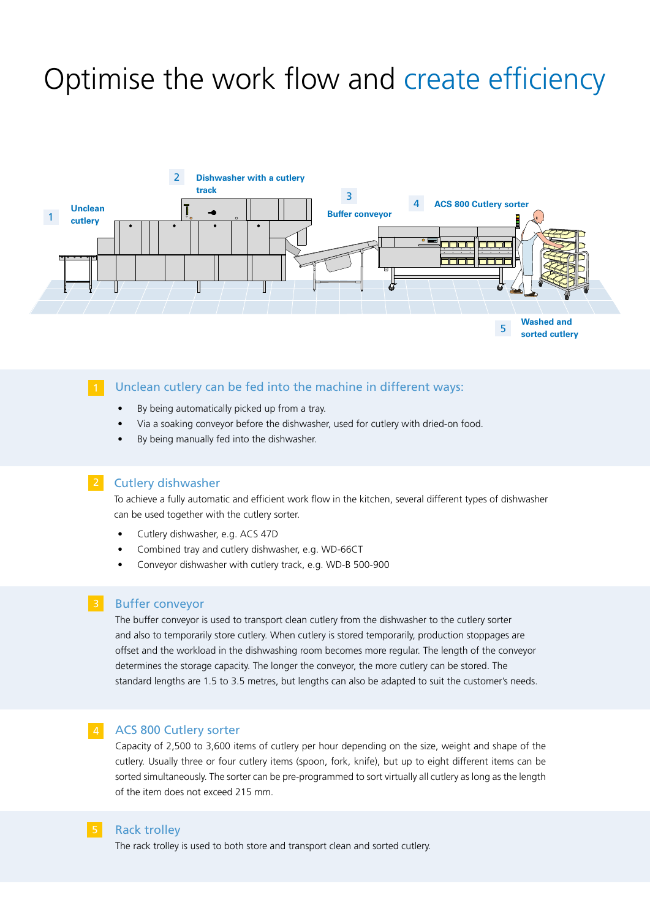# Optimise the work flow and create efficiency

1 Unclean cutlery

2 Dishwasher with a cutlery track

3 Buffer conveyor

4 ACS 800 Cutlery sorter

5 Washed and sorted cutlery

## 1 Unclean cutlery can be fed into the machine in different ways:

- By being automatically picked up from a tray.
- Via a soaking conveyor before the dishwasher, used for cutlery with dried-on food.
- By being manually fed into the dishwasher.

## 2 Cutlery dishwasher

To achieve a fully automatic and efficient work flow in the kitchen, several different types of dishwasher can be used together with the cutlery sorter.

- Cutlery dishwasher, e.g. ACS 47D
- Combined tray and cutlery dishwasher, e.g. WD-66CT
- Conveyor dishwasher with cutlery track, e.g. WD-B 500-900

## 3 Buffer conveyor

The buffer conveyor is used to transport clean cutlery from the dishwasher to the cutlery sorter and also to temporarily store cutlery. When cutlery is stored temporarily, production stoppages are offset and the workload in the dishwashing room becomes more regular. The length of the conveyor determines the storage capacity. The longer the conveyor, the more cutlery can be stored. The standard lengths are 1.5 to 3.5 metres, but lengths can also be adapted to suit the customer's needs.

## 4 ACS 800 Cutlery sorter

Capacity of 2,500 to 3,600 items of cutlery per hour depending on the size, weight and shape of the cutlery. Usually three or four cutlery items (spoon, fork, knife), but up to eight different items can be sorted simultaneously. The sorter can be pre-programmed to sort virtually all cutlery as long as the length of the item does not exceed 215 mm.

## 5 Rack trolley

The rack trolley is used to both store and transport clean and sorted cutlery.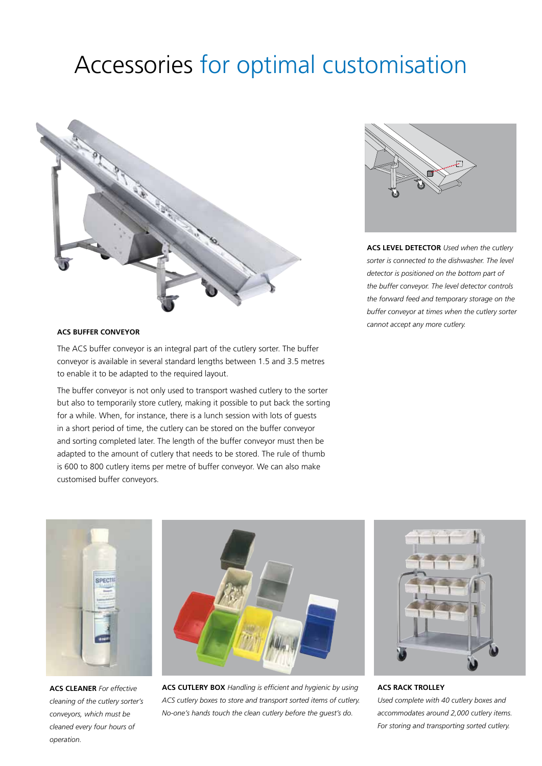# Accessories for optimal customisation

**ACS BUFFER CONVEYOR**

The ACS buffer conveyor is an integral part of the cutlery sorter. The buffer conveyor is available in several standard lengths between 1.5 and 3.5 metres to enable it to be adapted to the required layout.

The buffer conveyor is not only used to transport washed cutlery to the sorter but also to temporarily store cutlery, making it possible to put back the sorting for a while. When, for instance, there is a lunch session with lots of guests in a short period of time, the cutlery can be stored on the buffer conveyor and sorting completed later. The length of the buffer conveyor must then be adapted to the amount of cutlery that needs to be stored. The rule of thumb is 600 to 800 cutlery items per metre of buffer conveyor. We can also make customised buffer conveyors.

**ACS LEVEL DETECTOR** *Used when the cutlery sorter is connected to the dishwasher. The level detector is positioned on the bottom part of the buffer conveyor. The level detector controls the forward feed and temporary storage on the buffer conveyor at times when the cutlery sorter cannot accept any more cutlery.*

**ACS CLEANER** *For effective cleaning of the cutlery sorter's conveyors, which must be cleaned every four hours of operation.*

**ACS CUTLERY BOX** *Handling is efficient and hygienic by using ACS cutlery boxes to store and transport sorted items of cutlery. No-one's hands touch the clean cutlery before the guest's do.*

**ACS RACK TROLLEY** *Used complete with 40 cutlery boxes and accommodates around 2,000 cutlery items. For storing and transporting sorted cutlery.*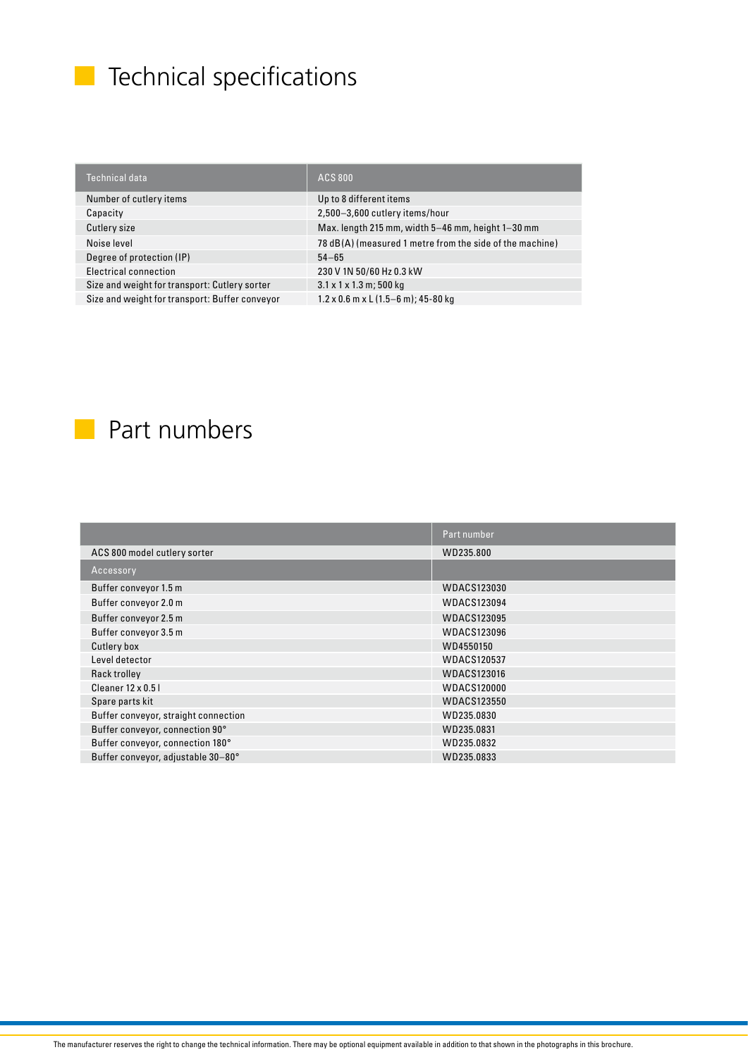# Technical specifications

| Technical data | ACS 800 |
| --- | --- |
| Number of cutlery items | Up to 8 different items |
| Capacity | 2,500–3,600 cutlery items/hour |
| Cutlery size | Max. length 215 mm, width 5–46 mm, height 1–30 mm |
| Noise level | 78 dB(A) (measured 1 metre from the side of the machine) |
| Degree of protection (IP) | 54–65 |
| Electrical connection | 230 V 1N 50/60 Hz 0.3 kW |
| Size and weight for transport: Cutlery sorter | 3.1 x 1 x 1.3 m; 500 kg |
| Size and weight for transport: Buffer conveyor | 1.2 x 0.6 m x L (1.5–6 m); 45-80 kg |

# Part numbers

| | Part number |
| --- | --- |
| ACS 800 model cutlery sorter | WD235.800 |
| Accessory | |
| Buffer conveyor 1.5 m | WDACS123030 |
| Buffer conveyor 2.0 m | WDACS123094 |
| Buffer conveyor 2.5 m | WDACS123095 |
| Buffer conveyor 3.5 m | WDACS123096 |
| Cutlery box | WD4550150 |
| Level detector | WDACS120537 |
| Rack trolley | WDACS123016 |
| Cleaner 12 x 0.5 l | WDACS120000 |
| Spare parts kit | WDACS123550 |
| Buffer conveyor, straight connection | WD235.0830 |
| Buffer conveyor, connection 90° | WD235.0831 |
| Buffer conveyor, connection 180° | WD235.0832 |
| Buffer conveyor, adjustable 30–80° | WD235.0833 |

The manufacturer reserves the right to change the technical information. There may be optional equipment available in addition to that shown in the photographs in this brochure.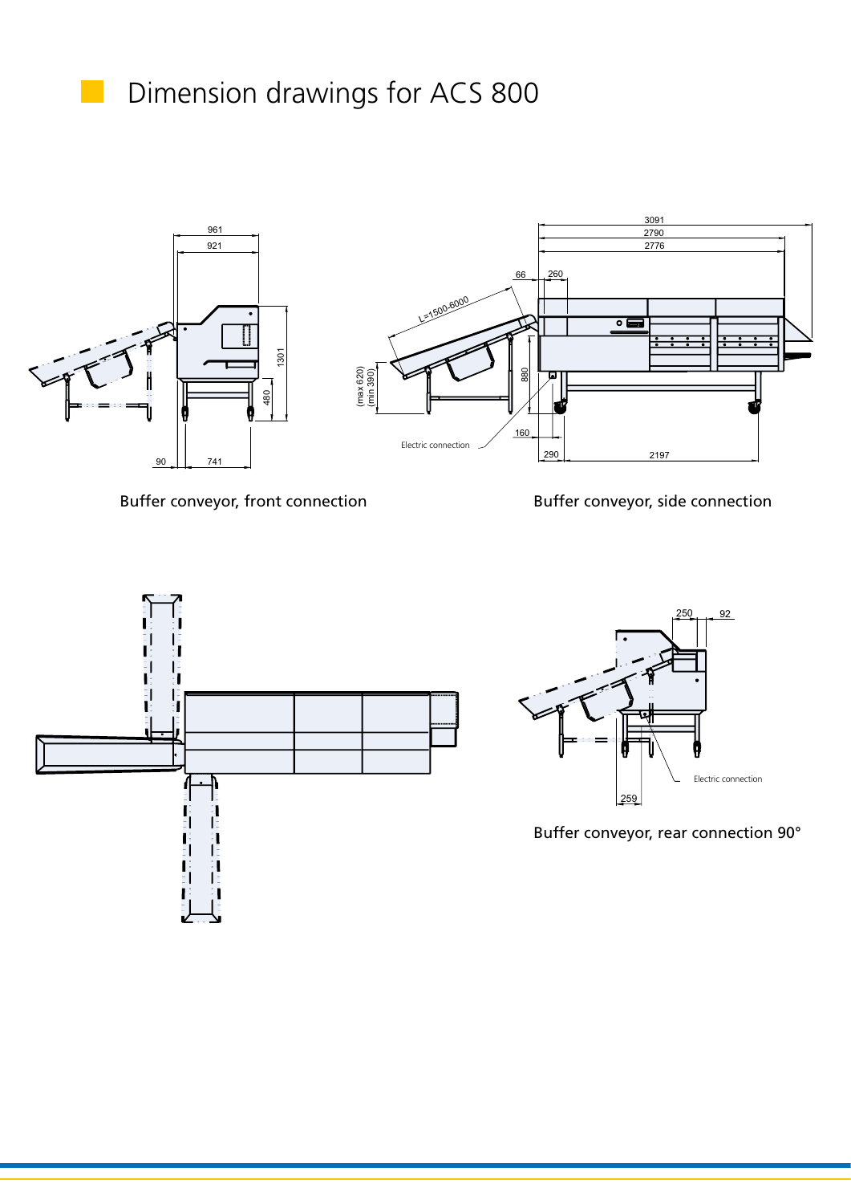# Dimension drawings for ACS 800

Buffer conveyor, front connection

Buffer conveyor, side connection

Buffer conveyor, rear connection 90°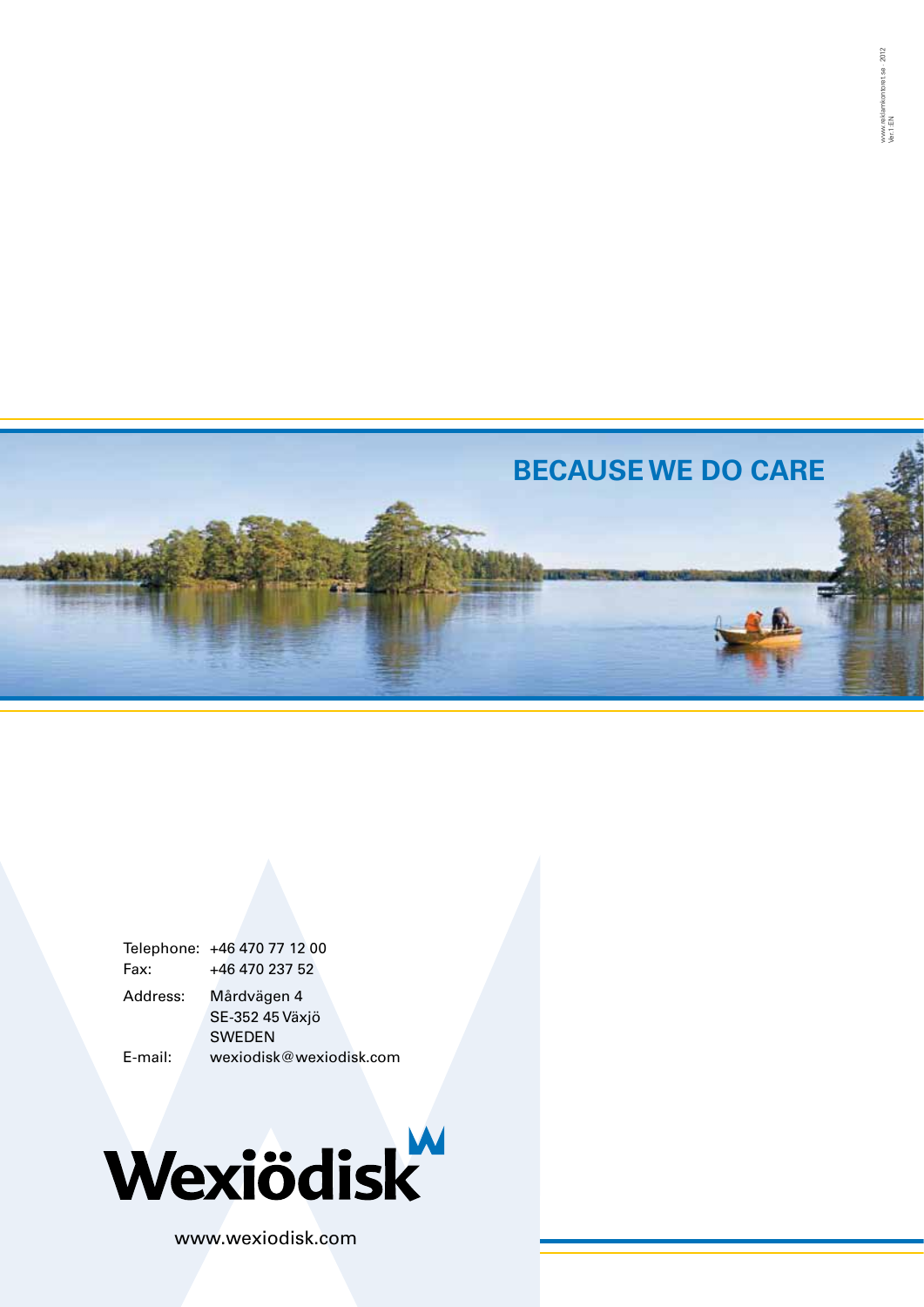www.reklamkontoret.se · 2012
Ver.1.EN

## BECAUSE WE DO CARE

| | |
|---|---|
| Telephone: | +46 470 77 12 00 |
| Fax: | +46 470 237 52 |
| Address: | Mårdvägen 4<br>SE-352 45 Växjö<br>SWEDEN |
| E-mail: | wexiodisk@wexiodisk.com |

Wexiödisk

www.wexiodisk.com